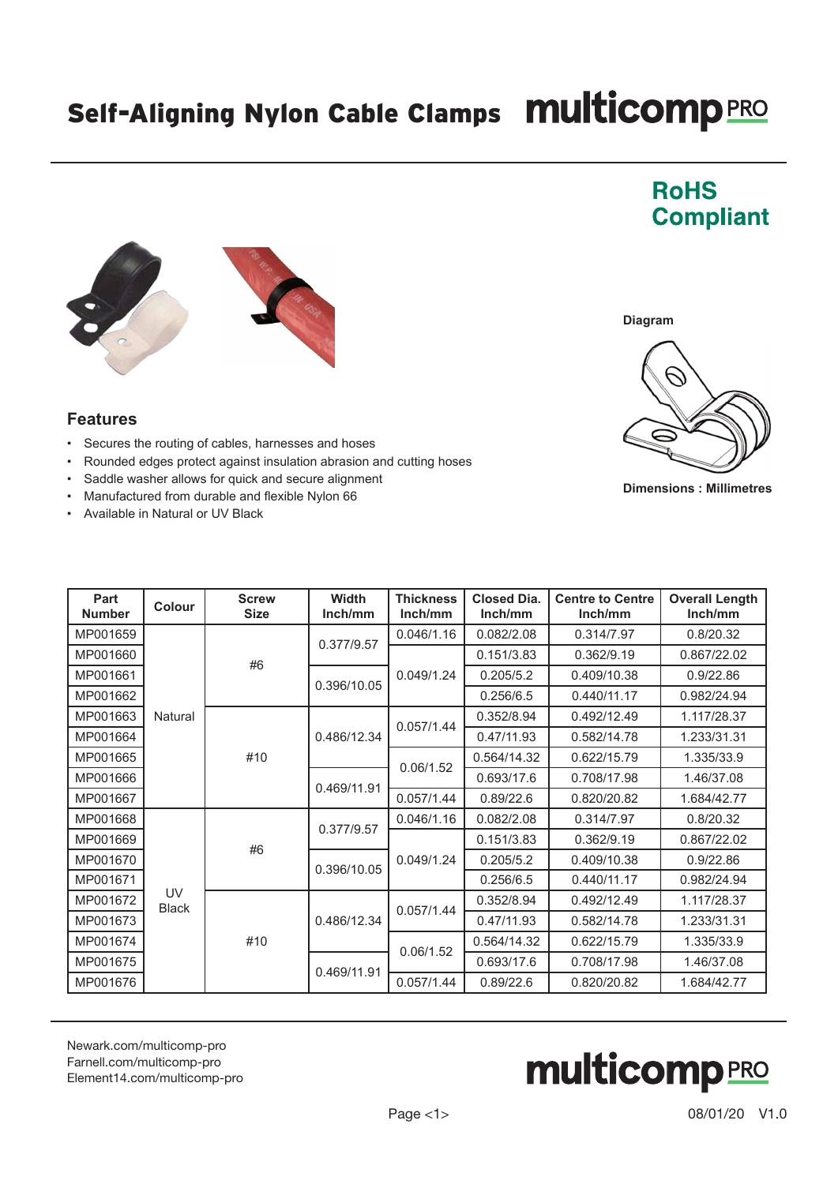# Self-Aligning Nylon Cable Clamps

multicomp PRO

**RoHS Compliant**

Diagram

Dimensions : Millimetres

## Features

- Secures the routing of cables, harnesses and hoses
- Rounded edges protect against insulation abrasion and cutting hoses
- Saddle washer allows for quick and secure alignment
- Manufactured from durable and flexible Nylon 66
- Available in Natural or UV Black

| Part Number | Colour | Screw Size | Width Inch/mm | Thickness Inch/mm | Closed Dia. Inch/mm | Centre to Centre Inch/mm | Overall Length Inch/mm |
|---|---|---|---|---|---|---|---|
| MP001659 | Natural | #6 | 0.377/9.57 | 0.046/1.16 | 0.082/2.08 | 0.314/7.97 | 0.8/20.32 |
| MP001660 | Natural | #6 | 0.377/9.57 | 0.049/1.24 | 0.151/3.83 | 0.362/9.19 | 0.867/22.02 |
| MP001661 | Natural | #6 | 0.396/10.05 | 0.049/1.24 | 0.205/5.2 | 0.409/10.38 | 0.9/22.86 |
| MP001662 | Natural | #6 | 0.396/10.05 | 0.049/1.24 | 0.256/6.5 | 0.440/11.17 | 0.982/24.94 |
| MP001663 | Natural | #10 | 0.486/12.34 | 0.057/1.44 | 0.352/8.94 | 0.492/12.49 | 1.117/28.37 |
| MP001664 | Natural | #10 | 0.486/12.34 | 0.057/1.44 | 0.47/11.93 | 0.582/14.78 | 1.233/31.31 |
| MP001665 | Natural | #10 | 0.486/12.34 | 0.06/1.52 | 0.564/14.32 | 0.622/15.79 | 1.335/33.9 |
| MP001666 | Natural | #10 | 0.469/11.91 | 0.06/1.52 | 0.693/17.6 | 0.708/17.98 | 1.46/37.08 |
| MP001667 | Natural | #10 | 0.469/11.91 | 0.057/1.44 | 0.89/22.6 | 0.820/20.82 | 1.684/42.77 |
| MP001668 | UV Black | #6 | 0.377/9.57 | 0.046/1.16 | 0.082/2.08 | 0.314/7.97 | 0.8/20.32 |
| MP001669 | UV Black | #6 | 0.377/9.57 | 0.049/1.24 | 0.151/3.83 | 0.362/9.19 | 0.867/22.02 |
| MP001670 | UV Black | #6 | 0.396/10.05 | 0.049/1.24 | 0.205/5.2 | 0.409/10.38 | 0.9/22.86 |
| MP001671 | UV Black | #6 | 0.396/10.05 | 0.049/1.24 | 0.256/6.5 | 0.440/11.17 | 0.982/24.94 |
| MP001672 | UV Black | #10 | 0.486/12.34 | 0.057/1.44 | 0.352/8.94 | 0.492/12.49 | 1.117/28.37 |
| MP001673 | UV Black | #10 | 0.486/12.34 | 0.057/1.44 | 0.47/11.93 | 0.582/14.78 | 1.233/31.31 |
| MP001674 | UV Black | #10 | 0.486/12.34 | 0.06/1.52 | 0.564/14.32 | 0.622/15.79 | 1.335/33.9 |
| MP001675 | UV Black | #10 | 0.469/11.91 | 0.06/1.52 | 0.693/17.6 | 0.708/17.98 | 1.46/37.08 |
| MP001676 | UV Black | #10 | 0.469/11.91 | 0.057/1.44 | 0.89/22.6 | 0.820/20.82 | 1.684/42.77 |

Newark.com/multicomp-pro
Farnell.com/multicomp-pro
Element14.com/multicomp-pro

multicomp PRO

08/01/20 V1.0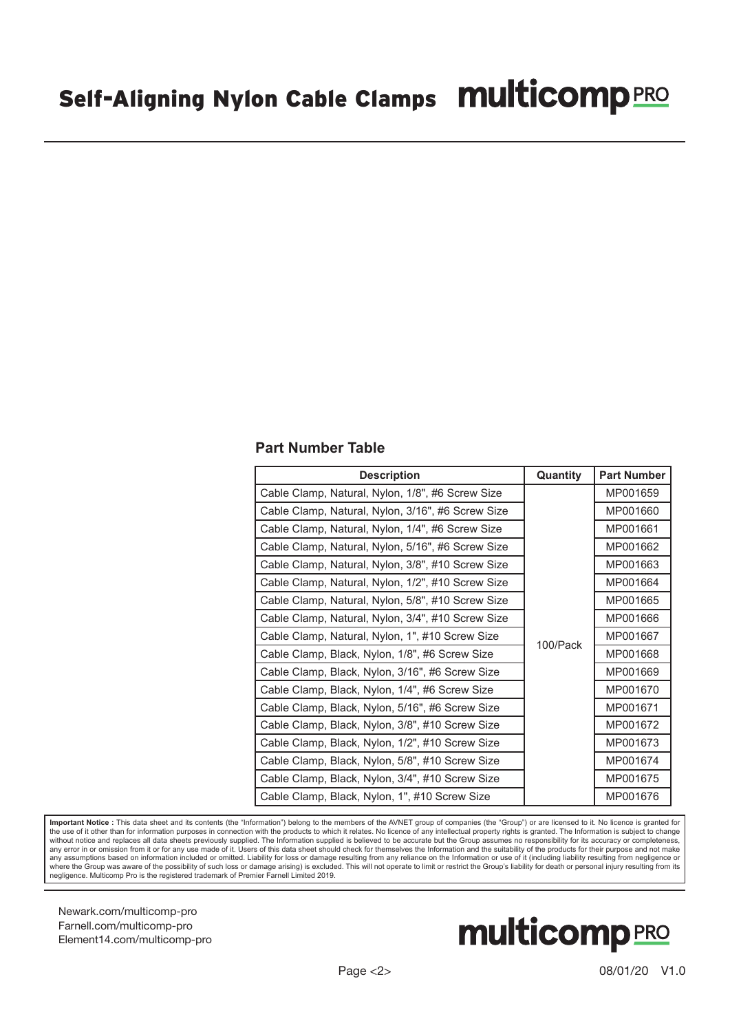## Part Number Table

| Description | Quantity | Part Number |
|---|---|---|
| Cable Clamp, Natural, Nylon, 1/8", #6 Screw Size | 100/Pack | MP001659 |
| Cable Clamp, Natural, Nylon, 3/16", #6 Screw Size | | MP001660 |
| Cable Clamp, Natural, Nylon, 1/4", #6 Screw Size | | MP001661 |
| Cable Clamp, Natural, Nylon, 5/16", #6 Screw Size | | MP001662 |
| Cable Clamp, Natural, Nylon, 3/8", #10 Screw Size | | MP001663 |
| Cable Clamp, Natural, Nylon, 1/2", #10 Screw Size | | MP001664 |
| Cable Clamp, Natural, Nylon, 5/8", #10 Screw Size | | MP001665 |
| Cable Clamp, Natural, Nylon, 3/4", #10 Screw Size | | MP001666 |
| Cable Clamp, Natural, Nylon, 1", #10 Screw Size | | MP001667 |
| Cable Clamp, Black, Nylon, 1/8", #6 Screw Size | | MP001668 |
| Cable Clamp, Black, Nylon, 3/16", #6 Screw Size | | MP001669 |
| Cable Clamp, Black, Nylon, 1/4", #6 Screw Size | | MP001670 |
| Cable Clamp, Black, Nylon, 5/16", #6 Screw Size | | MP001671 |
| Cable Clamp, Black, Nylon, 3/8", #10 Screw Size | | MP001672 |
| Cable Clamp, Black, Nylon, 1/2", #10 Screw Size | | MP001673 |
| Cable Clamp, Black, Nylon, 5/8", #10 Screw Size | | MP001674 |
| Cable Clamp, Black, Nylon, 3/4", #10 Screw Size | | MP001675 |
| Cable Clamp, Black, Nylon, 1", #10 Screw Size | | MP001676 |

**Important Notice :** This data sheet and its contents (the "Information") belong to the members of the AVNET group of companies (the "Group") or are licensed to it. No licence is granted for the use of it other than for information purposes in connection with the products to which it relates. No licence of any intellectual property rights is granted. The Information is subject to change without notice and replaces all data sheets previously supplied. The Information supplied is believed to be accurate but the Group assumes no responsibility for its accuracy or completeness, any error in or omission from it or for any use made of it. Users of this data sheet should check for themselves the Information and the suitability of the products for their purpose and not make any assumptions based on information included or omitted. Liability for loss or damage resulting from any reliance on the Information or use of it (including liability resulting from negligence or where the Group was aware of the possibility of such loss or damage arising) is excluded. This will not operate to limit or restrict the Group's liability for death or personal injury resulting from its negligence. Multicomp Pro is the registered trademark of Premier Farnell Limited 2019.

Newark.com/multicomp-pro
Farnell.com/multicomp-pro
Element14.com/multicomp-pro

08/01/20 V1.0